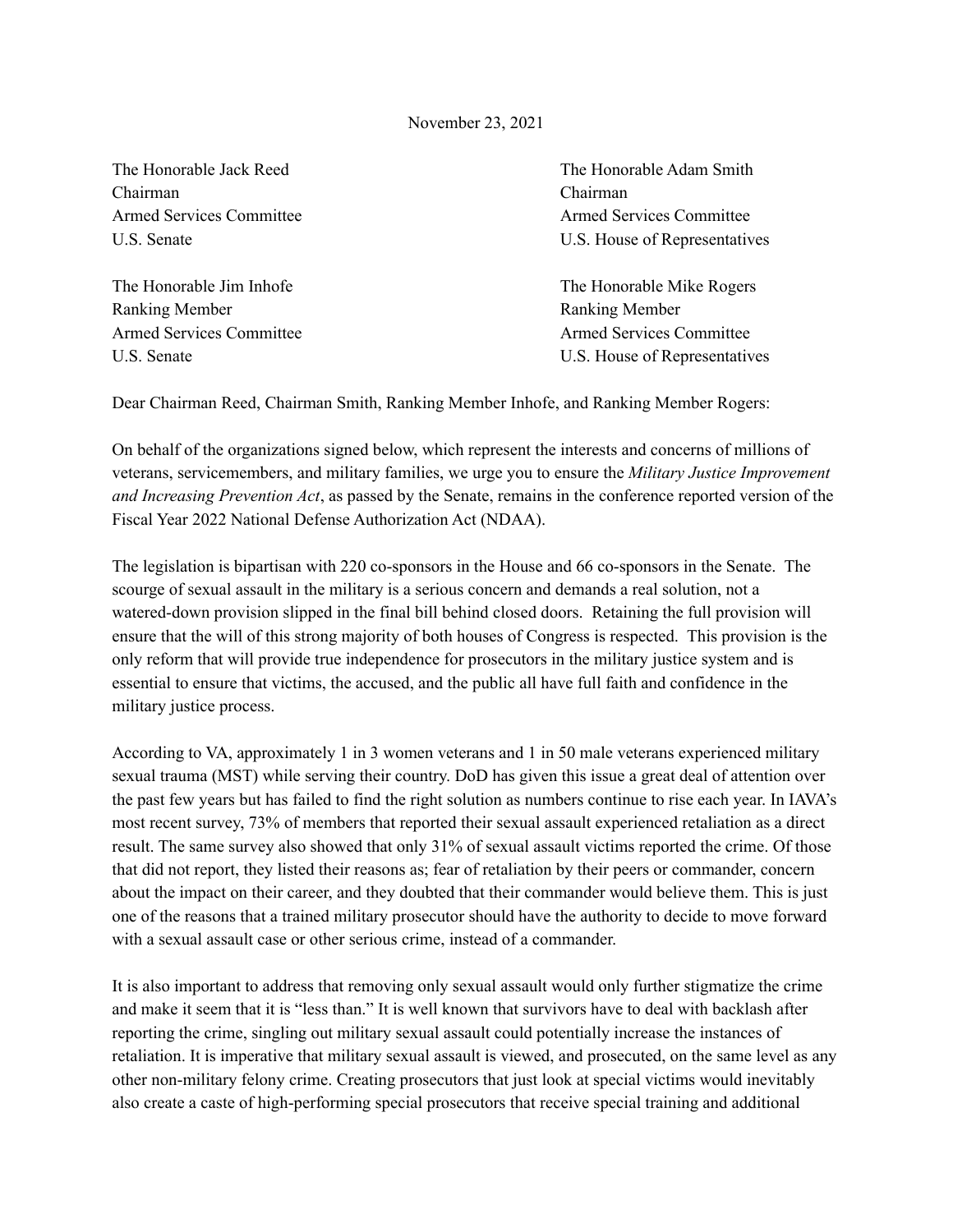November 23, 2021

The Honorable Jack Reed
Chairman
Armed Services Committee
U.S. Senate

The Honorable Adam Smith
Chairman
Armed Services Committee
U.S. House of Representatives

The Honorable Jim Inhofe
Ranking Member
Armed Services Committee
U.S. Senate

The Honorable Mike Rogers
Ranking Member
Armed Services Committee
U.S. House of Representatives

Dear Chairman Reed, Chairman Smith, Ranking Member Inhofe, and Ranking Member Rogers:

On behalf of the organizations signed below, which represent the interests and concerns of millions of veterans, servicemembers, and military families, we urge you to ensure the *Military Justice Improvement and Increasing Prevention Act*, as passed by the Senate, remains in the conference reported version of the Fiscal Year 2022 National Defense Authorization Act (NDAA).

The legislation is bipartisan with 220 co-sponsors in the House and 66 co-sponsors in the Senate. The scourge of sexual assault in the military is a serious concern and demands a real solution, not a watered-down provision slipped in the final bill behind closed doors. Retaining the full provision will ensure that the will of this strong majority of both houses of Congress is respected. This provision is the only reform that will provide true independence for prosecutors in the military justice system and is essential to ensure that victims, the accused, and the public all have full faith and confidence in the military justice process.

According to VA, approximately 1 in 3 women veterans and 1 in 50 male veterans experienced military sexual trauma (MST) while serving their country. DoD has given this issue a great deal of attention over the past few years but has failed to find the right solution as numbers continue to rise each year. In IAVA's most recent survey, 73% of members that reported their sexual assault experienced retaliation as a direct result. The same survey also showed that only 31% of sexual assault victims reported the crime. Of those that did not report, they listed their reasons as; fear of retaliation by their peers or commander, concern about the impact on their career, and they doubted that their commander would believe them. This is just one of the reasons that a trained military prosecutor should have the authority to decide to move forward with a sexual assault case or other serious crime, instead of a commander.

It is also important to address that removing only sexual assault would only further stigmatize the crime and make it seem that it is "less than." It is well known that survivors have to deal with backlash after reporting the crime, singling out military sexual assault could potentially increase the instances of retaliation. It is imperative that military sexual assault is viewed, and prosecuted, on the same level as any other non-military felony crime. Creating prosecutors that just look at special victims would inevitably also create a caste of high-performing special prosecutors that receive special training and additional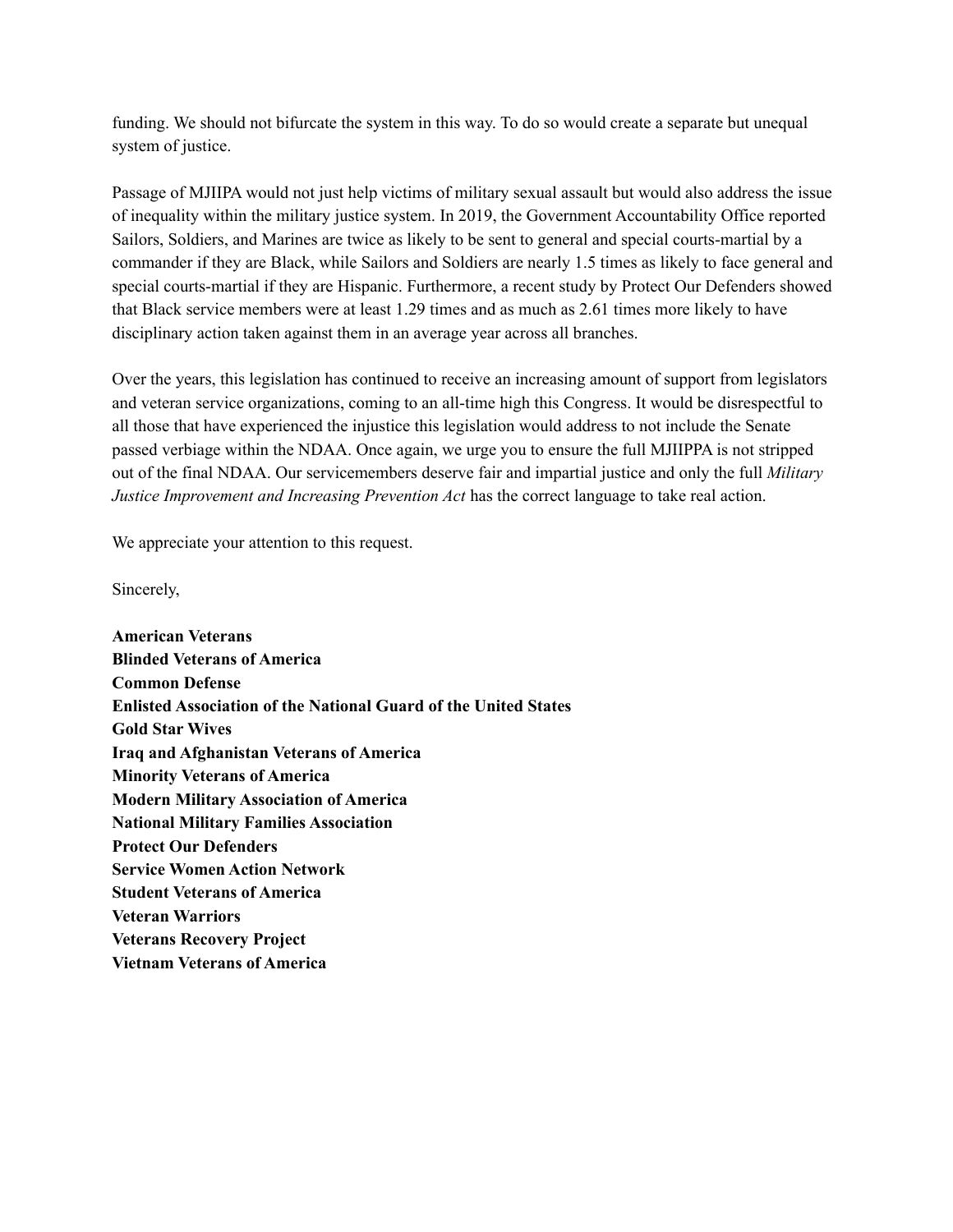funding. We should not bifurcate the system in this way. To do so would create a separate but unequal system of justice.

Passage of MJIIPA would not just help victims of military sexual assault but would also address the issue of inequality within the military justice system. In 2019, the Government Accountability Office reported Sailors, Soldiers, and Marines are twice as likely to be sent to general and special courts-martial by a commander if they are Black, while Sailors and Soldiers are nearly 1.5 times as likely to face general and special courts-martial if they are Hispanic. Furthermore, a recent study by Protect Our Defenders showed that Black service members were at least 1.29 times and as much as 2.61 times more likely to have disciplinary action taken against them in an average year across all branches.

Over the years, this legislation has continued to receive an increasing amount of support from legislators and veteran service organizations, coming to an all-time high this Congress. It would be disrespectful to all those that have experienced the injustice this legislation would address to not include the Senate passed verbiage within the NDAA. Once again, we urge you to ensure the full MJIIPPA is not stripped out of the final NDAA. Our servicemembers deserve fair and impartial justice and only the full *Military Justice Improvement and Increasing Prevention Act* has the correct language to take real action.

We appreciate your attention to this request.

Sincerely,

**American Veterans**
**Blinded Veterans of America**
**Common Defense**
**Enlisted Association of the National Guard of the United States**
**Gold Star Wives**
**Iraq and Afghanistan Veterans of America**
**Minority Veterans of America**
**Modern Military Association of America**
**National Military Families Association**
**Protect Our Defenders**
**Service Women Action Network**
**Student Veterans of America**
**Veteran Warriors**
**Veterans Recovery Project**
**Vietnam Veterans of America**